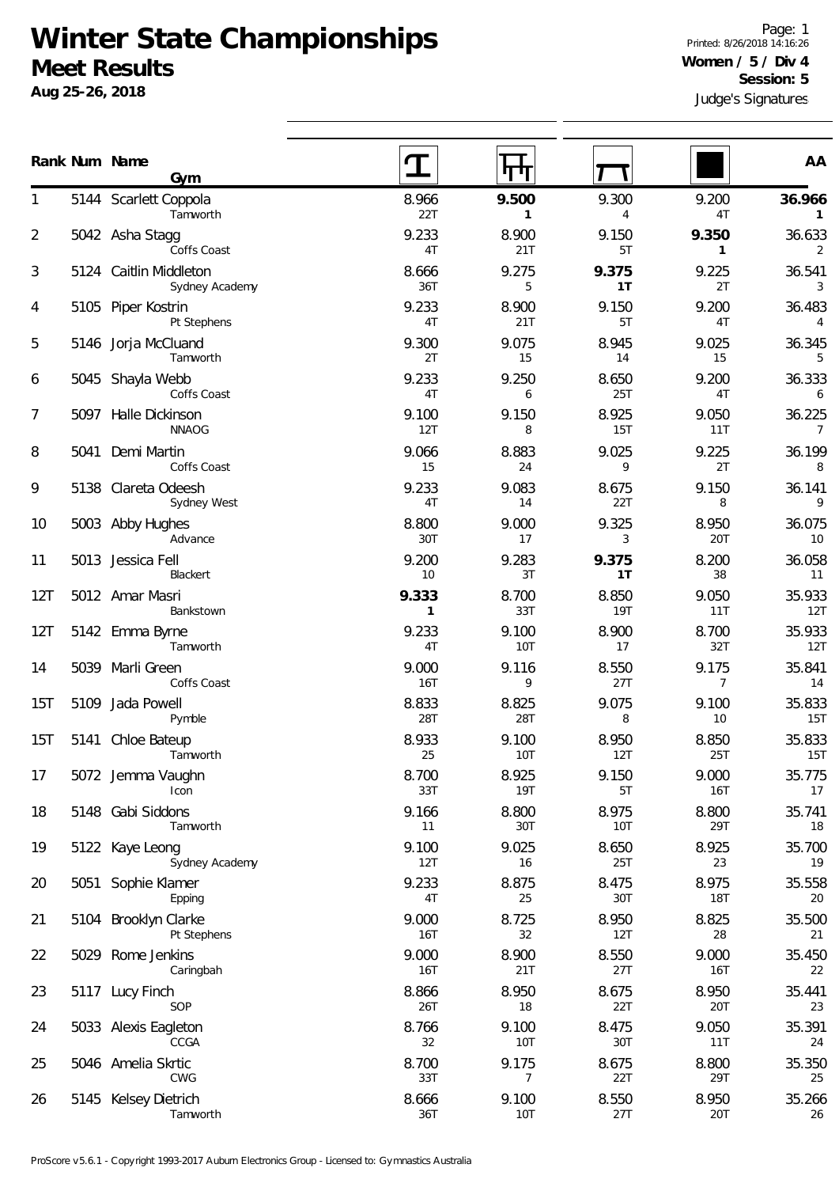# Winter State Championships

## Meet Results

**Aug 25-26, 2018**

Printed: 8/26/2018 14:16:26

**Women / 5 / Div 4**

**Session: 5**

Judge's Signatures

| Rank | Num | Name / Gym | Vault | Bars | Beam | Floor | AA |
|---|---|---|---|---|---|---|---|
| 1 | 5144 | Scarlett Coppola<br>Tamworth | 8.966<br>22T | **9.500**<br>**1** | 9.300<br>4 | 9.200<br>4T | **36.966**<br>**1** |
| 2 | 5042 | Asha Stagg<br>Coffs Coast | 9.233<br>4T | 8.900<br>21T | 9.150<br>5T | **9.350**<br>**1** | 36.633<br>2 |
| 3 | 5124 | Caitlin Middleton<br>Sydney Academy | 8.666<br>36T | 9.275<br>5 | **9.375**<br>**1T** | 9.225<br>2T | 36.541<br>3 |
| 4 | 5105 | Piper Kostrin<br>Pt Stephens | 9.233<br>4T | 8.900<br>21T | 9.150<br>5T | 9.200<br>4T | 36.483<br>4 |
| 5 | 5146 | Jorja McCluand<br>Tamworth | 9.300<br>2T | 9.075<br>15 | 8.945<br>14 | 9.025<br>15 | 36.345<br>5 |
| 6 | 5045 | Shayla Webb<br>Coffs Coast | 9.233<br>4T | 9.250<br>6 | 8.650<br>25T | 9.200<br>4T | 36.333<br>6 |
| 7 | 5097 | Halle Dickinson<br>NNAOG | 9.100<br>12T | 9.150<br>8 | 8.925<br>15T | 9.050<br>11T | 36.225<br>7 |
| 8 | 5041 | Demi Martin<br>Coffs Coast | 9.066<br>15 | 8.883<br>24 | 9.025<br>9 | 9.225<br>2T | 36.199<br>8 |
| 9 | 5138 | Clareta Odeesh<br>Sydney West | 9.233<br>4T | 9.083<br>14 | 8.675<br>22T | 9.150<br>8 | 36.141<br>9 |
| 10 | 5003 | Abby Hughes<br>Advance | 8.800<br>30T | 9.000<br>17 | 9.325<br>3 | 8.950<br>20T | 36.075<br>10 |
| 11 | 5013 | Jessica Fell<br>Blackert | 9.200<br>10 | 9.283<br>3T | **9.375**<br>**1T** | 8.200<br>38 | 36.058<br>11 |
| 12T | 5012 | Amar Masri<br>Bankstown | **9.333**<br>**1** | 8.700<br>33T | 8.850<br>19T | 9.050<br>11T | 35.933<br>12T |
| 12T | 5142 | Emma Byrne<br>Tamworth | 9.233<br>4T | 9.100<br>10T | 8.900<br>17 | 8.700<br>32T | 35.933<br>12T |
| 14 | 5039 | Marli Green<br>Coffs Coast | 9.000<br>16T | 9.116<br>9 | 8.550<br>27T | 9.175<br>7 | 35.841<br>14 |
| 15T | 5109 | Jada Powell<br>Pymble | 8.833<br>28T | 8.825<br>28T | 9.075<br>8 | 9.100<br>10 | 35.833<br>15T |
| 15T | 5141 | Chloe Bateup<br>Tamworth | 8.933<br>25 | 9.100<br>10T | 8.950<br>12T | 8.850<br>25T | 35.833<br>15T |
| 17 | 5072 | Jemma Vaughn<br>Icon | 8.700<br>33T | 8.925<br>19T | 9.150<br>5T | 9.000<br>16T | 35.775<br>17 |
| 18 | 5148 | Gabi Siddons<br>Tamworth | 9.166<br>11 | 8.800<br>30T | 8.975<br>10T | 8.800<br>29T | 35.741<br>18 |
| 19 | 5122 | Kaye Leong<br>Sydney Academy | 9.100<br>12T | 9.025<br>16 | 8.650<br>25T | 8.925<br>23 | 35.700<br>19 |
| 20 | 5051 | Sophie Klamer<br>Epping | 9.233<br>4T | 8.875<br>25 | 8.475<br>30T | 8.975<br>18T | 35.558<br>20 |
| 21 | 5104 | Brooklyn Clarke<br>Pt Stephens | 9.000<br>16T | 8.725<br>32 | 8.950<br>12T | 8.825<br>28 | 35.500<br>21 |
| 22 | 5029 | Rome Jenkins<br>Caringbah | 9.000<br>16T | 8.900<br>21T | 8.550<br>27T | 9.000<br>16T | 35.450<br>22 |
| 23 | 5117 | Lucy Finch<br>SOP | 8.866<br>26T | 8.950<br>18 | 8.675<br>22T | 8.950<br>20T | 35.441<br>23 |
| 24 | 5033 | Alexis Eagleton<br>CCGA | 8.766<br>32 | 9.100<br>10T | 8.475<br>30T | 9.050<br>11T | 35.391<br>24 |
| 25 | 5046 | Amelia Skrtic<br>CWG | 8.700<br>33T | 9.175<br>7 | 8.675<br>22T | 8.800<br>29T | 35.350<br>25 |
| 26 | 5145 | Kelsey Dietrich<br>Tamworth | 8.666<br>36T | 9.100<br>10T | 8.550<br>27T | 8.950<br>20T | 35.266<br>26 |

ProScore v5.6.1 - Copyright 1993-2017 Auburn Electronics Group - Licensed to: Gymnastics Australia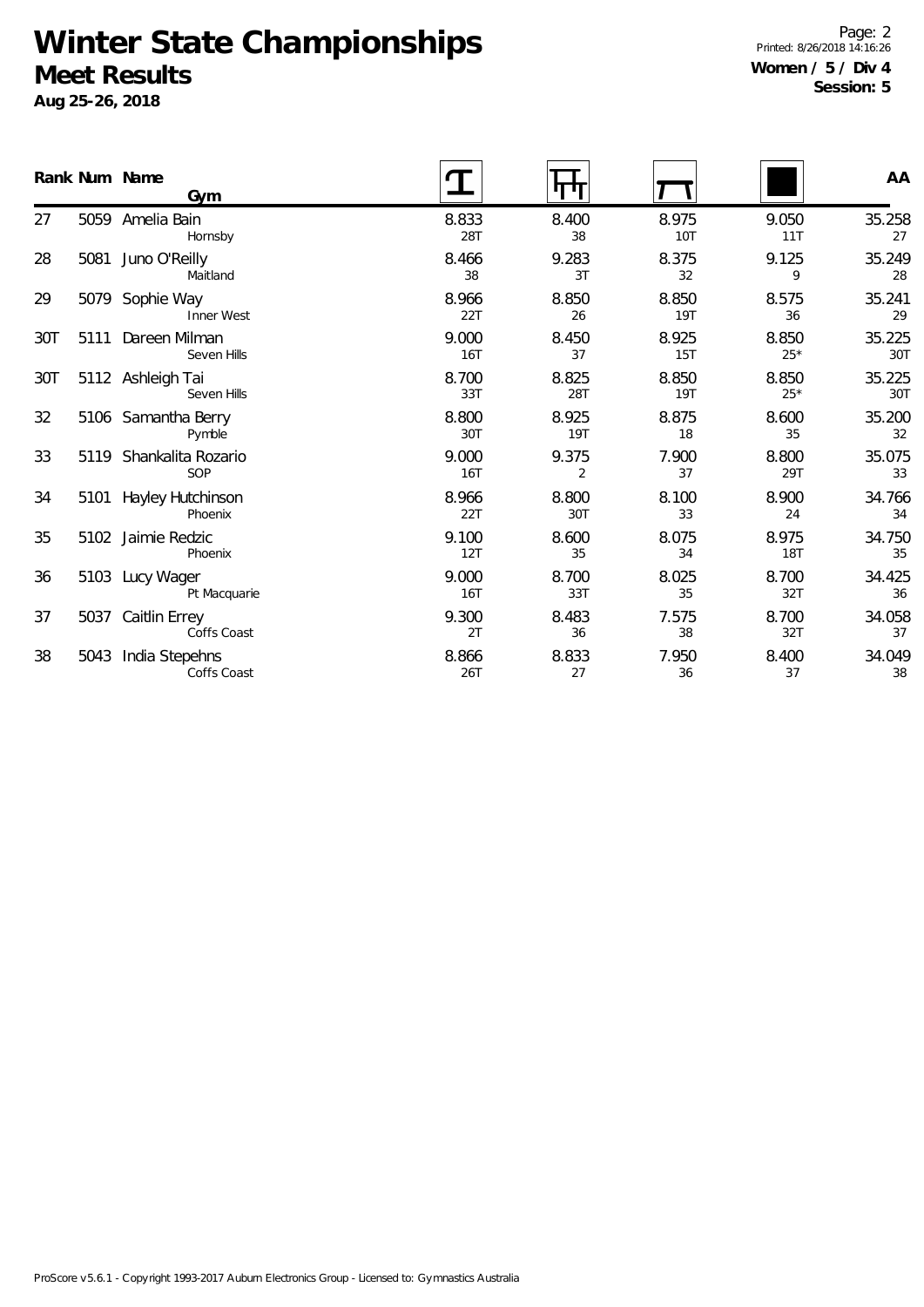# Winter State Championships

## Meet Results

**Aug 25-26, 2018**

**Women / 5 / Div 4**
**Session: 5**

| Rank | Num | Name / Gym | Vault | Bars | Beam | Floor | AA |
|---|---|---|---|---|---|---|---|
| 27 | 5059 | Amelia Bain<br>Hornsby | 8.833<br>28T | 8.400<br>38 | 8.975<br>10T | 9.050<br>11T | 35.258<br>27 |
| 28 | 5081 | Juno O'Reilly<br>Maitland | 8.466<br>38 | 9.283<br>3T | 8.375<br>32 | 9.125<br>9 | 35.249<br>28 |
| 29 | 5079 | Sophie Way<br>Inner West | 8.966<br>22T | 8.850<br>26 | 8.850<br>19T | 8.575<br>36 | 35.241<br>29 |
| 30T | 5111 | Dareen Milman<br>Seven Hills | 9.000<br>16T | 8.450<br>37 | 8.925<br>15T | 8.850<br>25* | 35.225<br>30T |
| 30T | 5112 | Ashleigh Tai<br>Seven Hills | 8.700<br>33T | 8.825<br>28T | 8.850<br>19T | 8.850<br>25* | 35.225<br>30T |
| 32 | 5106 | Samantha Berry<br>Pymble | 8.800<br>30T | 8.925<br>19T | 8.875<br>18 | 8.600<br>35 | 35.200<br>32 |
| 33 | 5119 | Shankalita Rozario<br>SOP | 9.000<br>16T | 9.375<br>2 | 7.900<br>37 | 8.800<br>29T | 35.075<br>33 |
| 34 | 5101 | Hayley Hutchinson<br>Phoenix | 8.966<br>22T | 8.800<br>30T | 8.100<br>33 | 8.900<br>24 | 34.766<br>34 |
| 35 | 5102 | Jaimie Redzic<br>Phoenix | 9.100<br>12T | 8.600<br>35 | 8.075<br>34 | 8.975<br>18T | 34.750<br>35 |
| 36 | 5103 | Lucy Wager<br>Pt Macquarie | 9.000<br>16T | 8.700<br>33T | 8.025<br>35 | 8.700<br>32T | 34.425<br>36 |
| 37 | 5037 | Caitlin Errey<br>Coffs Coast | 9.300<br>2T | 8.483<br>36 | 7.575<br>38 | 8.700<br>32T | 34.058<br>37 |
| 38 | 5043 | India Stepehns<br>Coffs Coast | 8.866<br>26T | 8.833<br>27 | 7.950<br>36 | 8.400<br>37 | 34.049<br>38 |